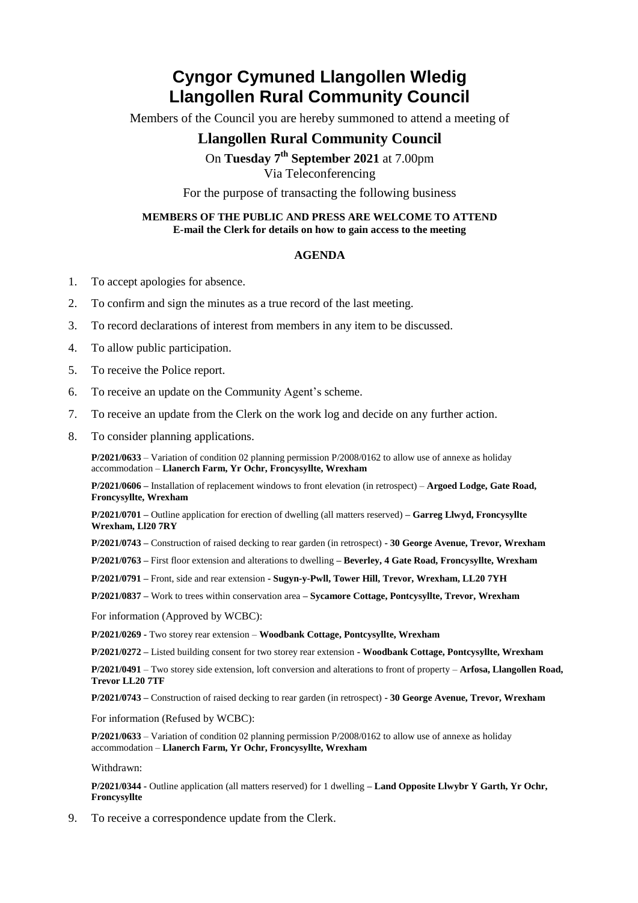# Cyngor Cymuned Llangollen Wledig
# Llangollen Rural Community Council

Members of the Council you are hereby summoned to attend a meeting of

## Llangollen Rural Community Council

On **Tuesday 7th September 2021** at 7.00pm
Via Teleconferencing

For the purpose of transacting the following business

**MEMBERS OF THE PUBLIC AND PRESS ARE WELCOME TO ATTEND**
**E-mail the Clerk for details on how to gain access to the meeting**

### AGENDA

1. To accept apologies for absence.
2. To confirm and sign the minutes as a true record of the last meeting.
3. To record declarations of interest from members in any item to be discussed.
4. To allow public participation.
5. To receive the Police report.
6. To receive an update on the Community Agent's scheme.
7. To receive an update from the Clerk on the work log and decide on any further action.
8. To consider planning applications.

   **P/2021/0633** – Variation of condition 02 planning permission P/2008/0162 to allow use of annexe as holiday accommodation – **Llanerch Farm, Yr Ochr, Froncysyllte, Wrexham**

   **P/2021/0606 –** Installation of replacement windows to front elevation (in retrospect) – **Argoed Lodge, Gate Road, Froncysyllte, Wrexham**

   **P/2021/0701 –** Outline application for erection of dwelling (all matters reserved) **– Garreg Llwyd, Froncysyllte Wrexham, Ll20 7RY**

   **P/2021/0743 –** Construction of raised decking to rear garden (in retrospect) **- 30 George Avenue, Trevor, Wrexham**

   **P/2021/0763 –** First floor extension and alterations to dwelling **– Beverley, 4 Gate Road, Froncysyllte, Wrexham**

   **P/2021/0791 –** Front, side and rear extension **- Sugyn-y-Pwll, Tower Hill, Trevor, Wrexham, LL20 7YH**

   **P/2021/0837 –** Work to trees within conservation area **– Sycamore Cottage, Pontcysyllte, Trevor, Wrexham**

   For information (Approved by WCBC):

   **P/2021/0269 -** Two storey rear extension – **Woodbank Cottage, Pontcysyllte, Wrexham**

   **P/2021/0272 –** Listed building consent for two storey rear extension **- Woodbank Cottage, Pontcysyllte, Wrexham**

   **P/2021/0491** – Two storey side extension, loft conversion and alterations to front of property – **Arfosa, Llangollen Road, Trevor LL20 7TF**

   **P/2021/0743 –** Construction of raised decking to rear garden (in retrospect) **- 30 George Avenue, Trevor, Wrexham**

   For information (Refused by WCBC):

   **P/2021/0633** – Variation of condition 02 planning permission P/2008/0162 to allow use of annexe as holiday accommodation – **Llanerch Farm, Yr Ochr, Froncysyllte, Wrexham**

   Withdrawn:

   **P/2021/0344 -** Outline application (all matters reserved) for 1 dwelling **– Land Opposite Llwybr Y Garth, Yr Ochr, Froncysyllte**

9. To receive a correspondence update from the Clerk.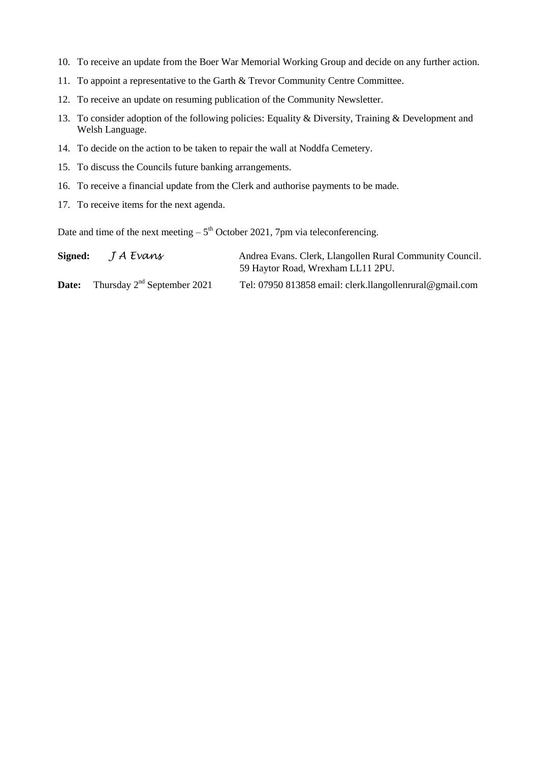10. To receive an update from the Boer War Memorial Working Group and decide on any further action.
11. To appoint a representative to the Garth & Trevor Community Centre Committee.
12. To receive an update on resuming publication of the Community Newsletter.
13. To consider adoption of the following policies: Equality & Diversity, Training & Development and Welsh Language.
14. To decide on the action to be taken to repair the wall at Noddfa Cemetery.
15. To discuss the Councils future banking arrangements.
16. To receive a financial update from the Clerk and authorise payments to be made.
17. To receive items for the next agenda.

Date and time of the next meeting – 5th October 2021, 7pm via teleconferencing.

**Signed:** *J A Evans* Andrea Evans. Clerk, Llangollen Rural Community Council.
59 Haytor Road, Wrexham LL11 2PU.

**Date:** Thursday 2nd September 2021 Tel: 07950 813858 email: clerk.llangollenrural@gmail.com